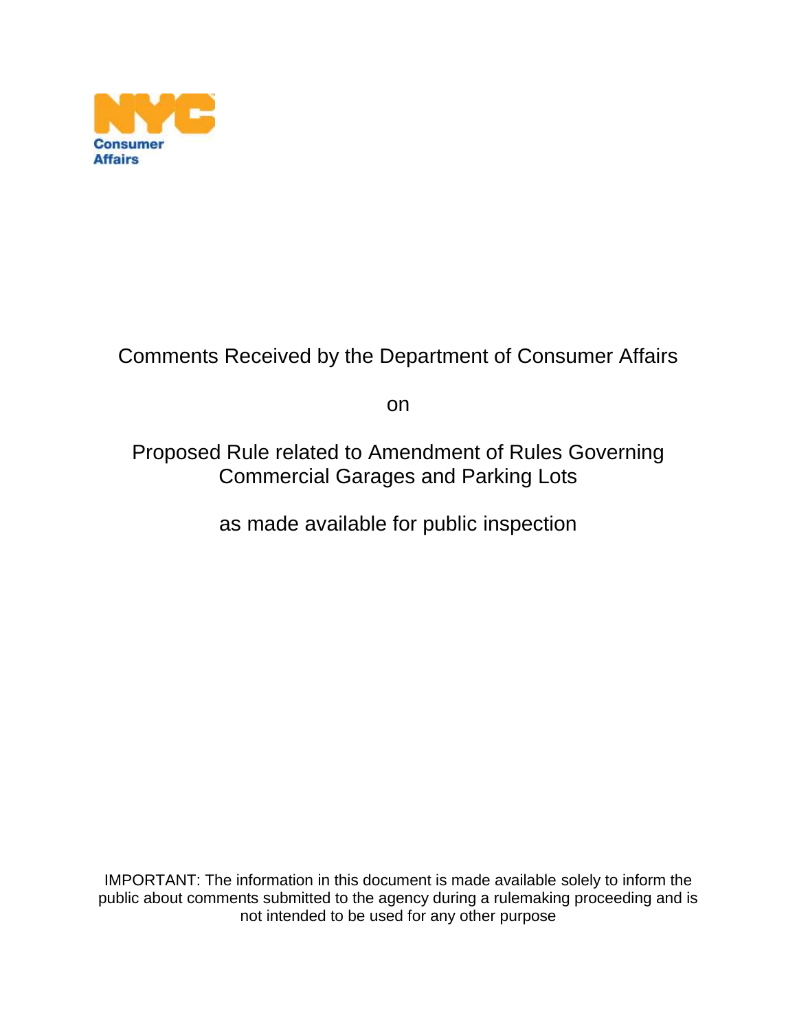NYC Consumer Affairs

# Comments Received by the Department of Consumer Affairs

on

## Proposed Rule related to Amendment of Rules Governing Commercial Garages and Parking Lots

as made available for public inspection

IMPORTANT: The information in this document is made available solely to inform the public about comments submitted to the agency during a rulemaking proceeding and is not intended to be used for any other purpose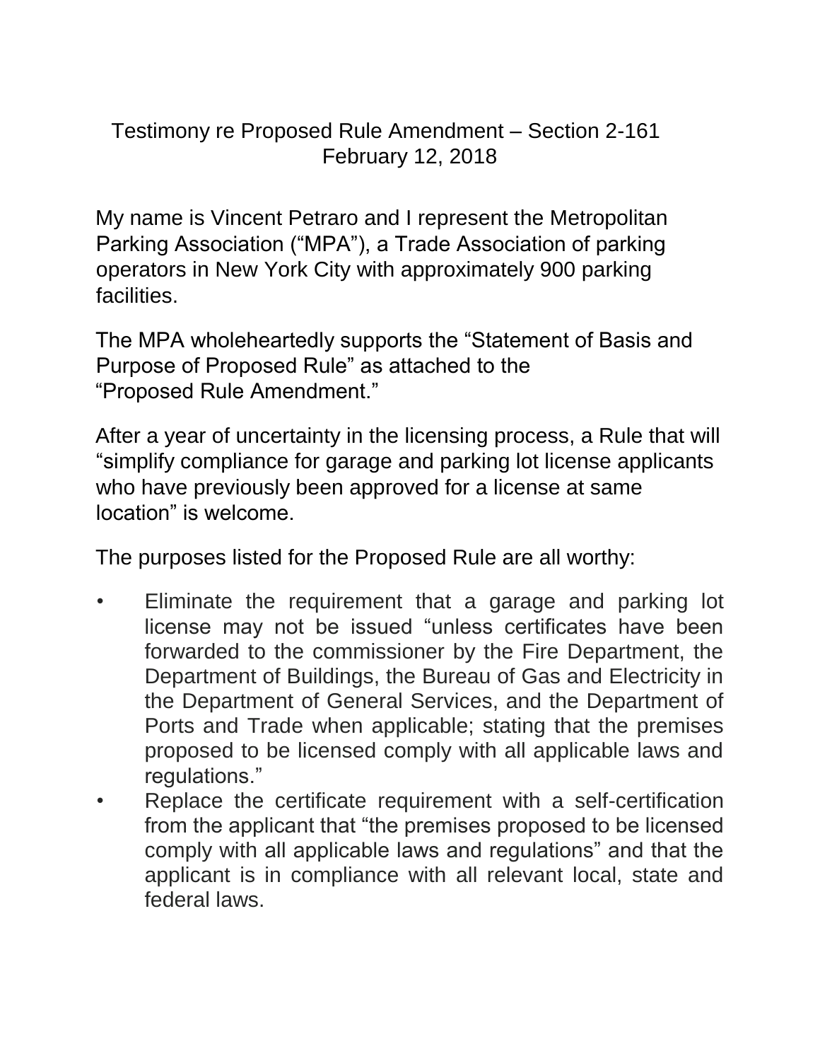Testimony re Proposed Rule Amendment – Section 2-161
February 12, 2018

My name is Vincent Petraro and I represent the Metropolitan Parking Association ("MPA"), a Trade Association of parking operators in New York City with approximately 900 parking facilities.

The MPA wholeheartedly supports the "Statement of Basis and Purpose of Proposed Rule" as attached to the "Proposed Rule Amendment."

After a year of uncertainty in the licensing process, a Rule that will "simplify compliance for garage and parking lot license applicants who have previously been approved for a license at same location" is welcome.

The purposes listed for the Proposed Rule are all worthy:

- Eliminate the requirement that a garage and parking lot license may not be issued "unless certificates have been forwarded to the commissioner by the Fire Department, the Department of Buildings, the Bureau of Gas and Electricity in the Department of General Services, and the Department of Ports and Trade when applicable; stating that the premises proposed to be licensed comply with all applicable laws and regulations."
- Replace the certificate requirement with a self-certification from the applicant that "the premises proposed to be licensed comply with all applicable laws and regulations" and that the applicant is in compliance with all relevant local, state and federal laws.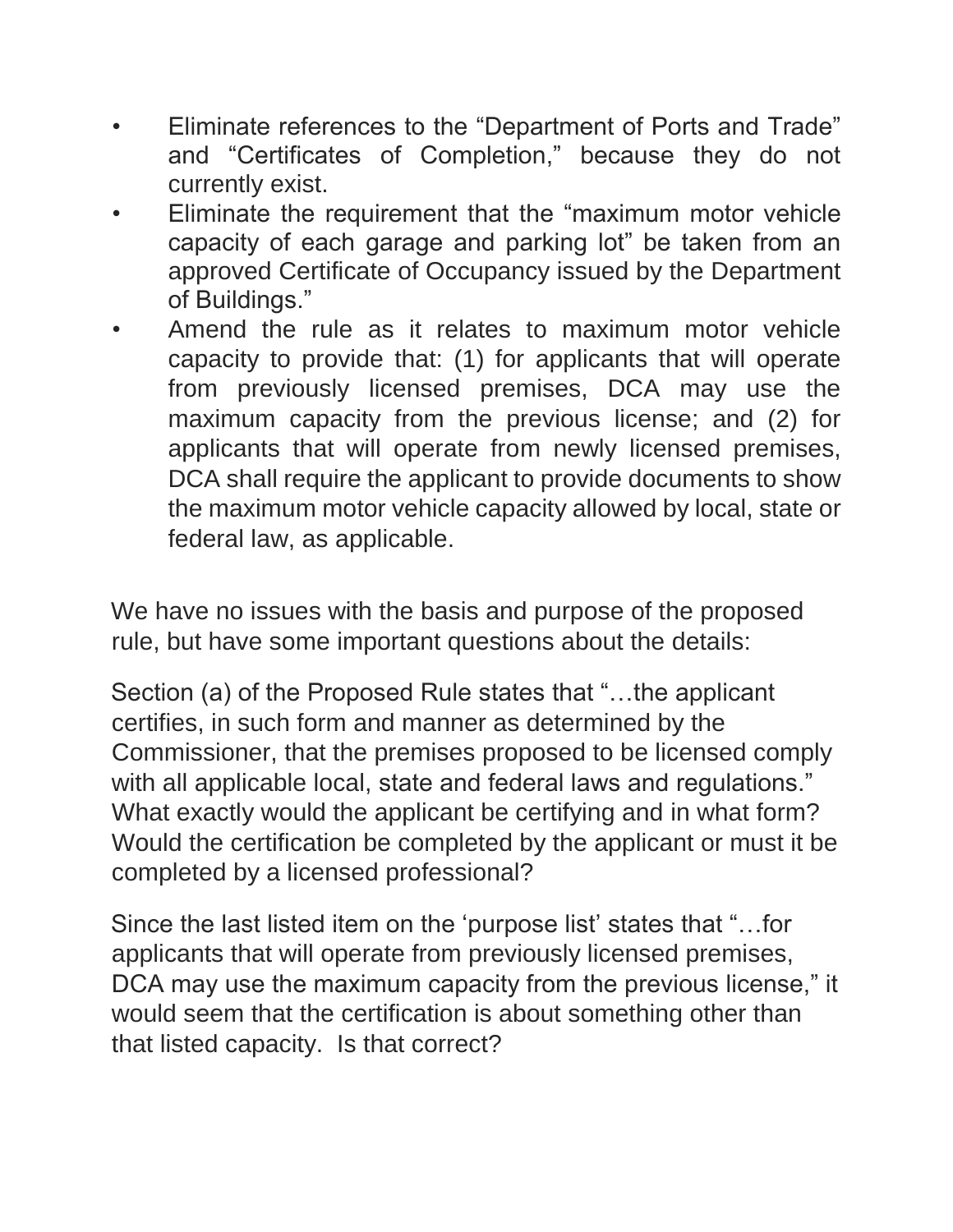- Eliminate references to the “Department of Ports and Trade” and “Certificates of Completion,” because they do not currently exist.
- Eliminate the requirement that the “maximum motor vehicle capacity of each garage and parking lot” be taken from an approved Certificate of Occupancy issued by the Department of Buildings.”
- Amend the rule as it relates to maximum motor vehicle capacity to provide that: (1) for applicants that will operate from previously licensed premises, DCA may use the maximum capacity from the previous license; and (2) for applicants that will operate from newly licensed premises, DCA shall require the applicant to provide documents to show the maximum motor vehicle capacity allowed by local, state or federal law, as applicable.

We have no issues with the basis and purpose of the proposed rule, but have some important questions about the details:

Section (a) of the Proposed Rule states that “…the applicant certifies, in such form and manner as determined by the Commissioner, that the premises proposed to be licensed comply with all applicable local, state and federal laws and regulations.” What exactly would the applicant be certifying and in what form? Would the certification be completed by the applicant or must it be completed by a licensed professional?

Since the last listed item on the ‘purpose list’ states that “…for applicants that will operate from previously licensed premises, DCA may use the maximum capacity from the previous license,” it would seem that the certification is about something other than that listed capacity. Is that correct?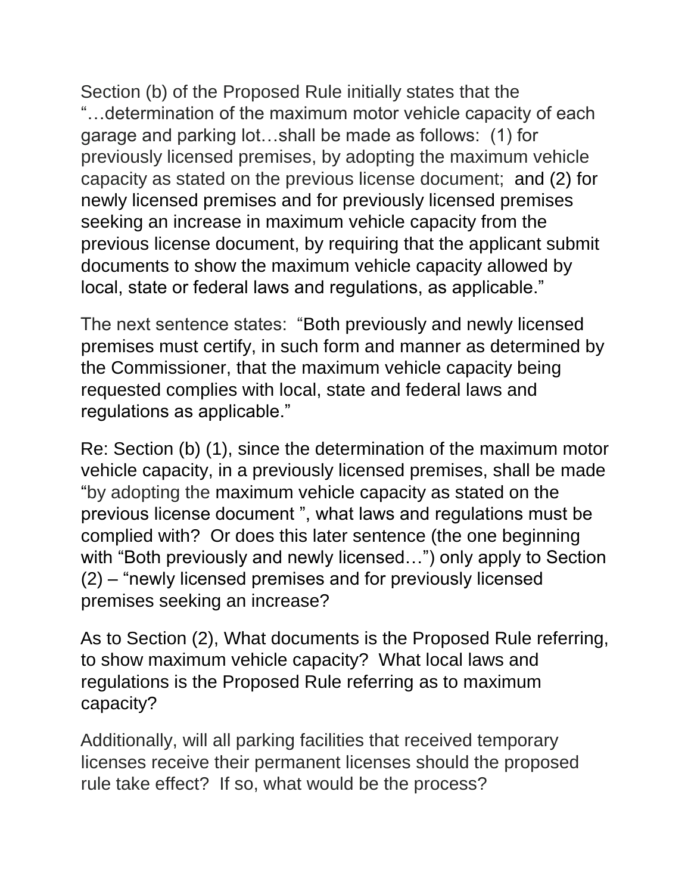Section (b) of the Proposed Rule initially states that the "…determination of the maximum motor vehicle capacity of each garage and parking lot…shall be made as follows: (1) for previously licensed premises, by adopting the maximum vehicle capacity as stated on the previous license document; and (2) for newly licensed premises and for previously licensed premises seeking an increase in maximum vehicle capacity from the previous license document, by requiring that the applicant submit documents to show the maximum vehicle capacity allowed by local, state or federal laws and regulations, as applicable."

The next sentence states: "Both previously and newly licensed premises must certify, in such form and manner as determined by the Commissioner, that the maximum vehicle capacity being requested complies with local, state and federal laws and regulations as applicable."

Re: Section (b) (1), since the determination of the maximum motor vehicle capacity, in a previously licensed premises, shall be made "by adopting the maximum vehicle capacity as stated on the previous license document ", what laws and regulations must be complied with? Or does this later sentence (the one beginning with "Both previously and newly licensed…") only apply to Section (2) – "newly licensed premises and for previously licensed premises seeking an increase?

As to Section (2), What documents is the Proposed Rule referring, to show maximum vehicle capacity? What local laws and regulations is the Proposed Rule referring as to maximum capacity?

Additionally, will all parking facilities that received temporary licenses receive their permanent licenses should the proposed rule take effect? If so, what would be the process?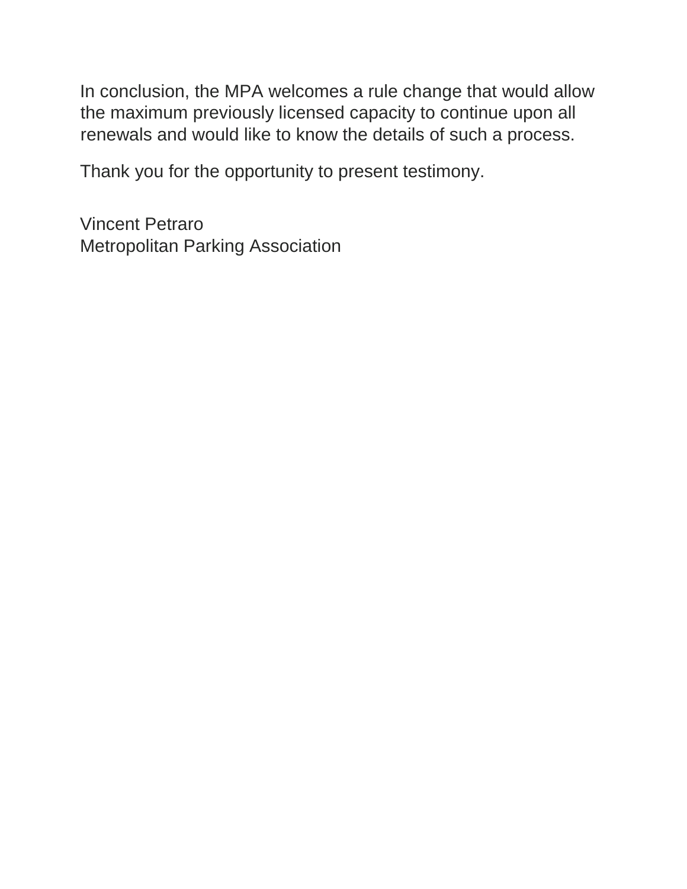In conclusion, the MPA welcomes a rule change that would allow the maximum previously licensed capacity to continue upon all renewals and would like to know the details of such a process.

Thank you for the opportunity to present testimony.

Vincent Petraro  
Metropolitan Parking Association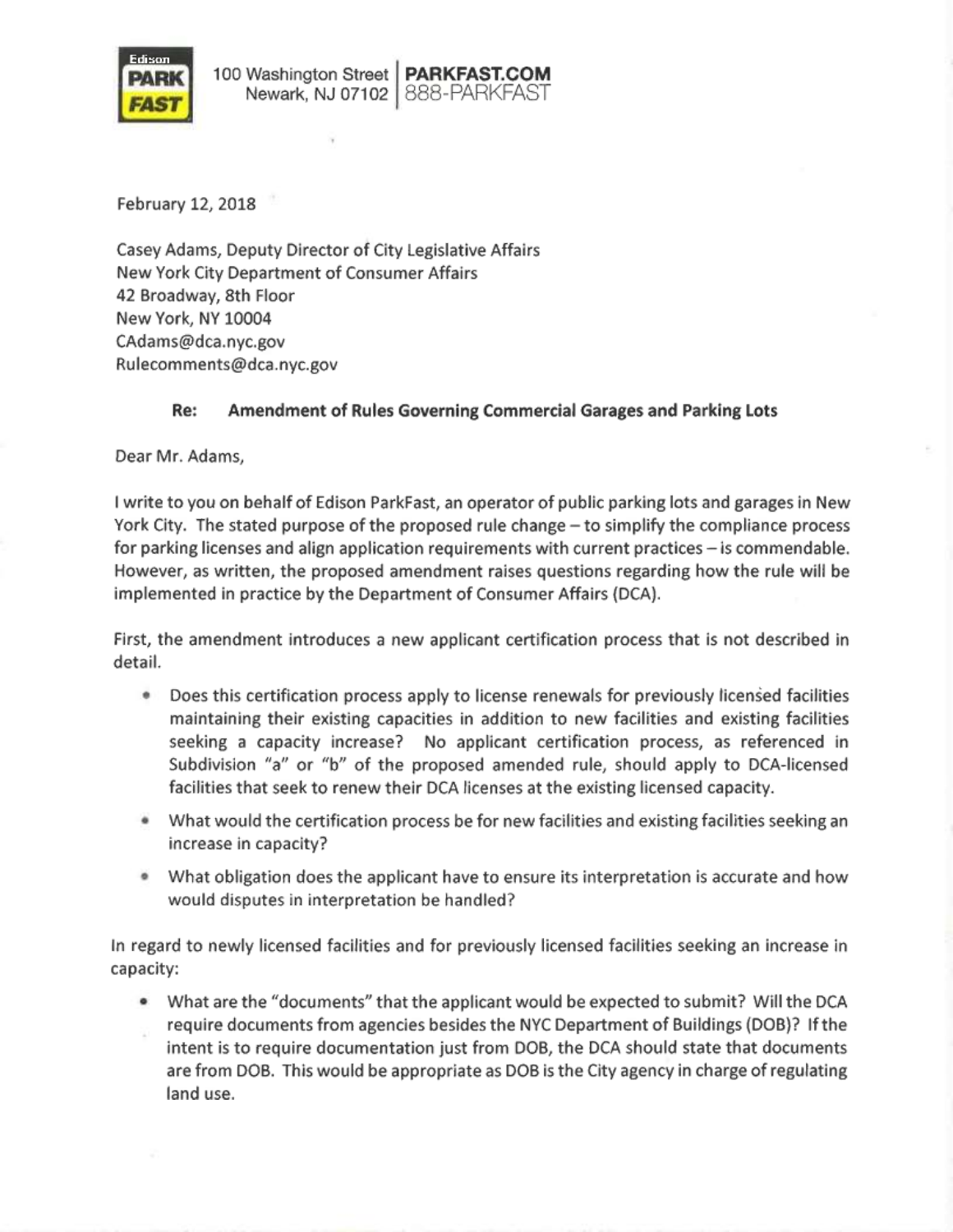Edison PARK FAST

100 Washington Street
Newark, NJ 07102

**PARKFAST.COM**
888-PARKFAST

February 12, 2018

Casey Adams, Deputy Director of City Legislative Affairs
New York City Department of Consumer Affairs
42 Broadway, 8th Floor
New York, NY 10004
CAdams@dca.nyc.gov
Rulecomments@dca.nyc.gov

**Re: Amendment of Rules Governing Commercial Garages and Parking Lots**

Dear Mr. Adams,

I write to you on behalf of Edison ParkFast, an operator of public parking lots and garages in New York City. The stated purpose of the proposed rule change – to simplify the compliance process for parking licenses and align application requirements with current practices – is commendable. However, as written, the proposed amendment raises questions regarding how the rule will be implemented in practice by the Department of Consumer Affairs (DCA).

First, the amendment introduces a new applicant certification process that is not described in detail.

- Does this certification process apply to license renewals for previously licensed facilities maintaining their existing capacities in addition to new facilities and existing facilities seeking a capacity increase? No applicant certification process, as referenced in Subdivision "a" or "b" of the proposed amended rule, should apply to DCA-licensed facilities that seek to renew their DCA licenses at the existing licensed capacity.
- What would the certification process be for new facilities and existing facilities seeking an increase in capacity?
- What obligation does the applicant have to ensure its interpretation is accurate and how would disputes in interpretation be handled?

In regard to newly licensed facilities and for previously licensed facilities seeking an increase in capacity:

- What are the "documents" that the applicant would be expected to submit? Will the DCA require documents from agencies besides the NYC Department of Buildings (DOB)? If the intent is to require documentation just from DOB, the DCA should state that documents are from DOB. This would be appropriate as DOB is the City agency in charge of regulating land use.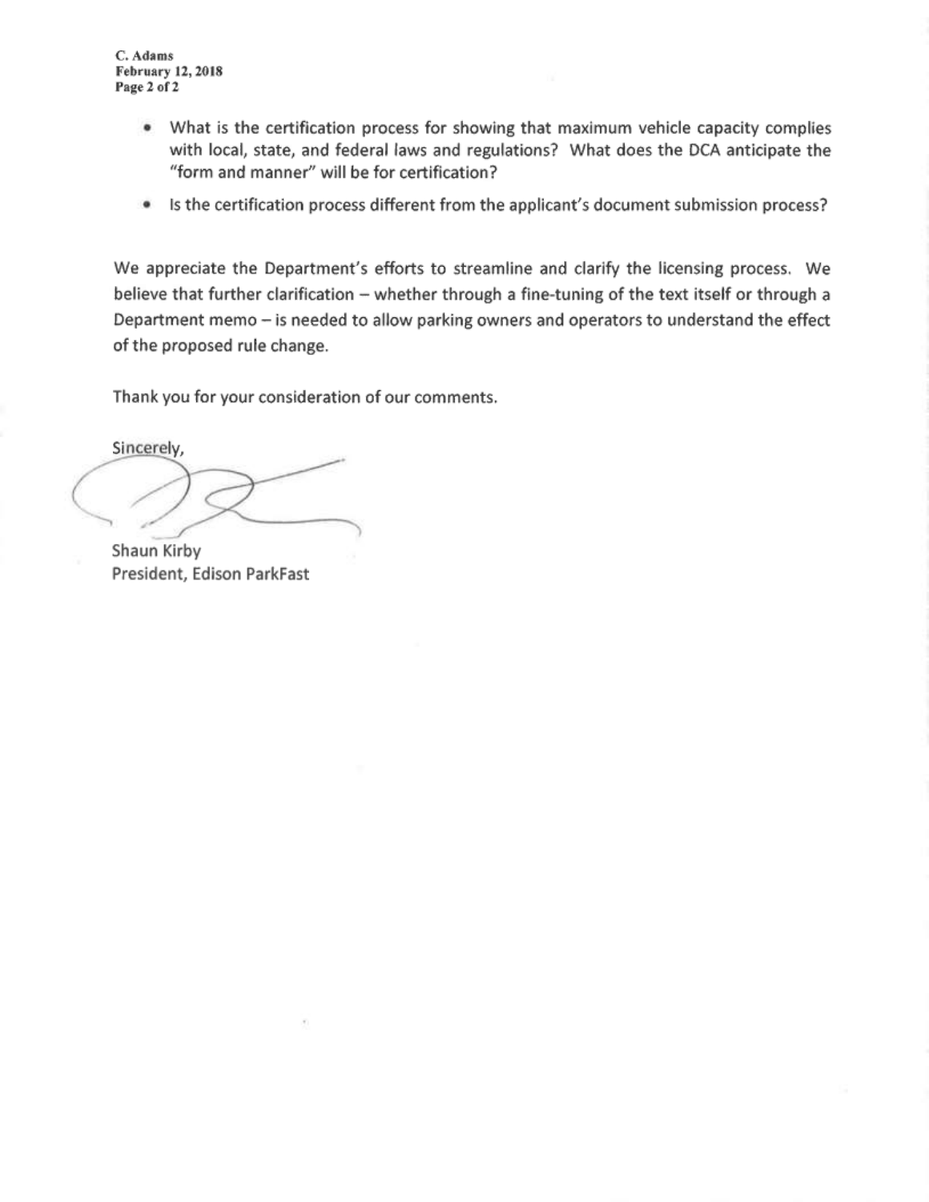- What is the certification process for showing that maximum vehicle capacity complies with local, state, and federal laws and regulations? What does the DCA anticipate the "form and manner" will be for certification?
- Is the certification process different from the applicant's document submission process?

We appreciate the Department's efforts to streamline and clarify the licensing process. We believe that further clarification – whether through a fine-tuning of the text itself or through a Department memo – is needed to allow parking owners and operators to understand the effect of the proposed rule change.

Thank you for your consideration of our comments.

Sincerely,

Shaun Kirby
President, Edison ParkFast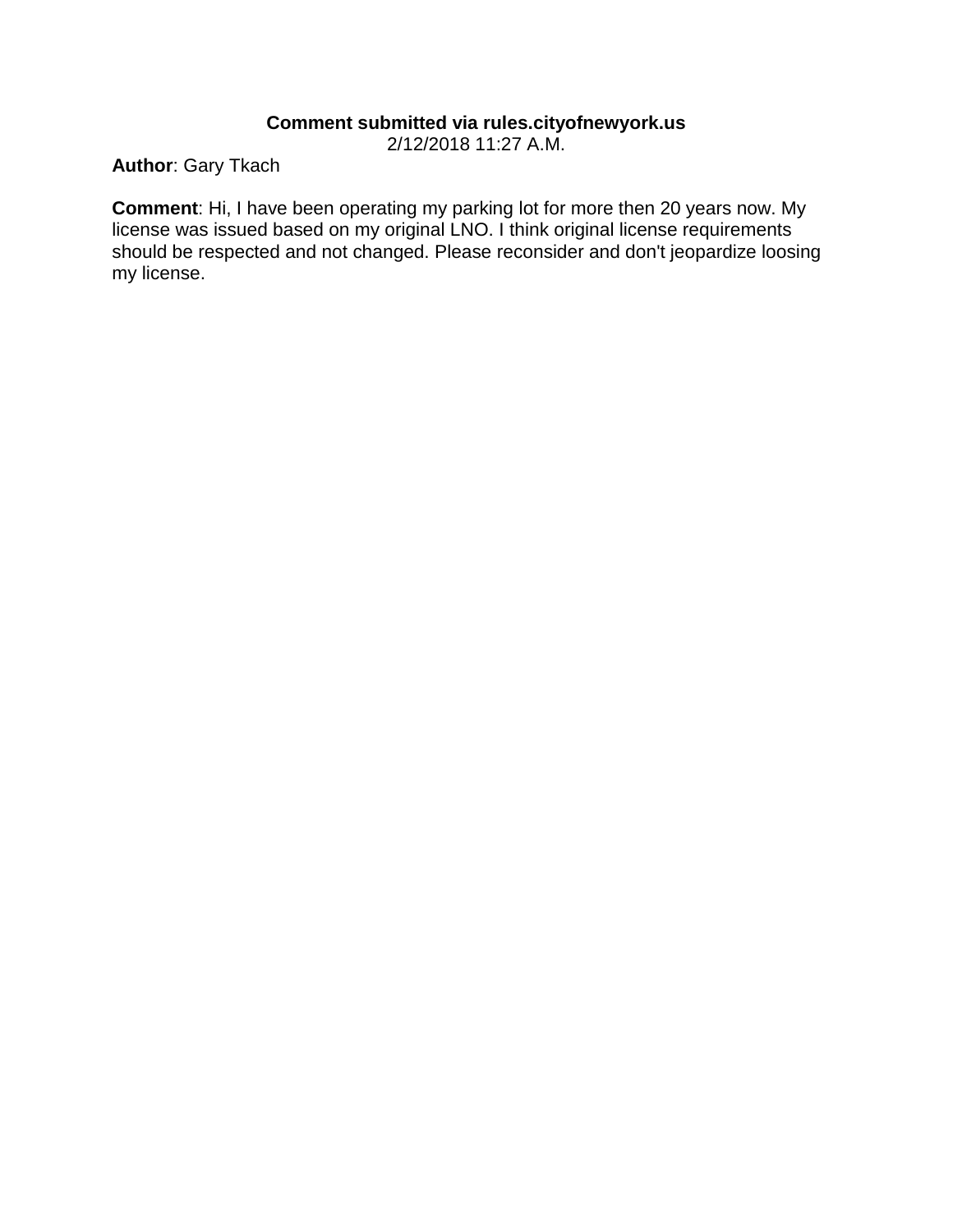**Comment submitted via rules.cityofnewyork.us**
2/12/2018 11:27 A.M.

**Author**: Gary Tkach

**Comment**: Hi, I have been operating my parking lot for more then 20 years now. My license was issued based on my original LNO. I think original license requirements should be respected and not changed. Please reconsider and don't jeopardize loosing my license.